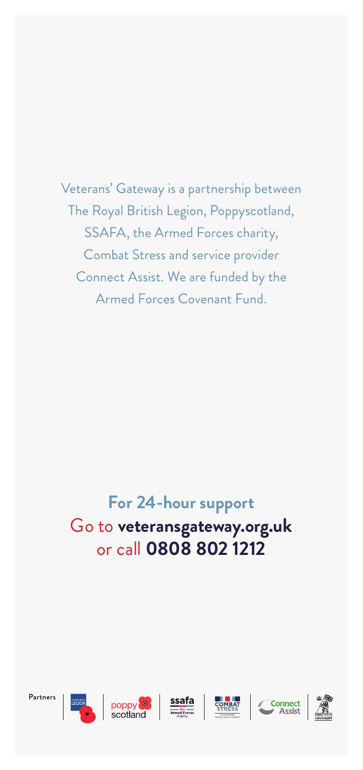Veterans' Gateway is a partnership between The Royal British Legion, Poppyscotland, SSAFA, the Armed Forces charity, Combat Stress and service provider Connect Assist. We are funded by the Armed Forces Covenant Fund.

## For 24-hour support

Go to **veteransgateway.org.uk**
or call **0808 802 1212**

Partners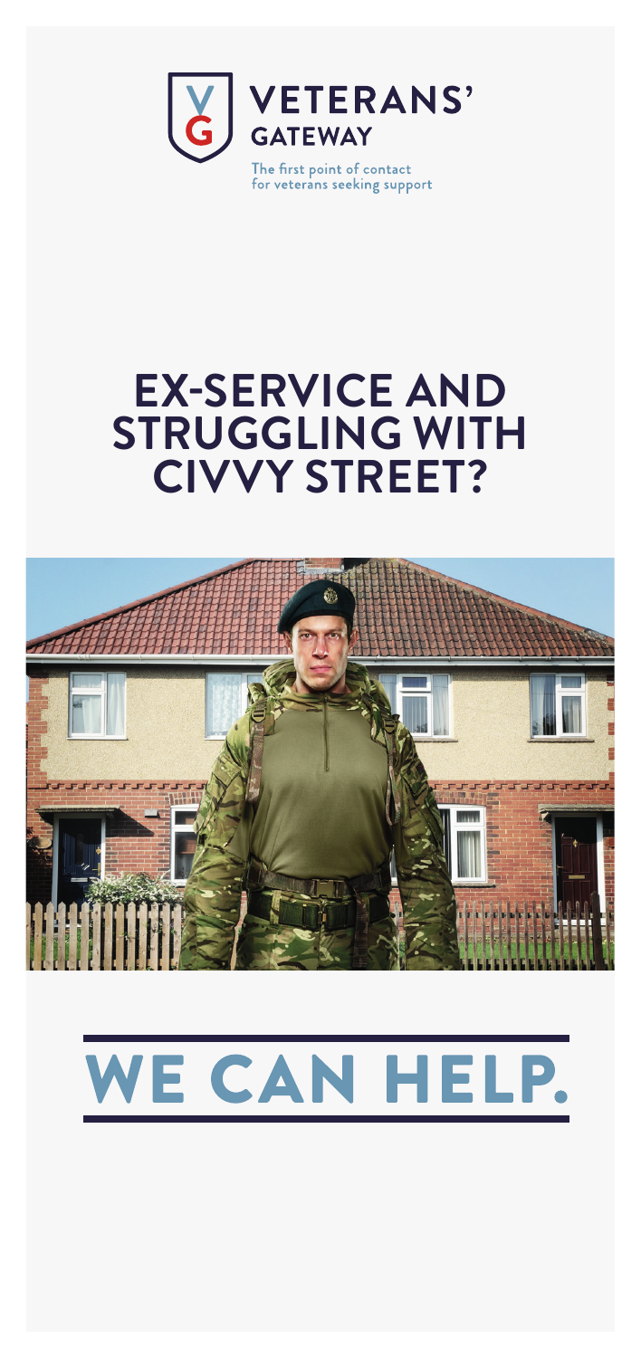**VETERANS' GATEWAY**

The first point of contact for veterans seeking support

# EX-SERVICE AND STRUGGLING WITH CIVVY STREET?

# WE CAN HELP.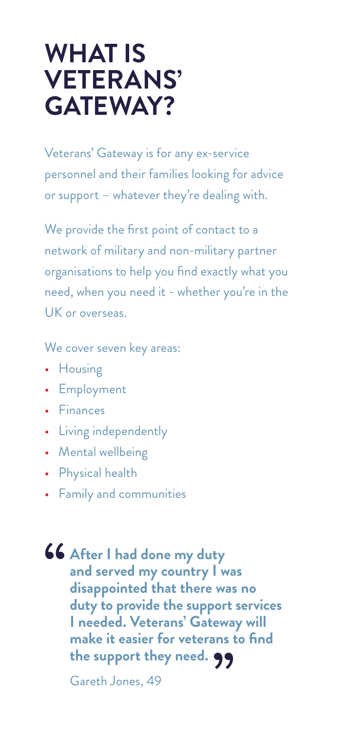# WHAT IS VETERANS' GATEWAY?

Veterans' Gateway is for any ex-service personnel and their families looking for advice or support – whatever they're dealing with.

We provide the first point of contact to a network of military and non-military partner organisations to help you find exactly what you need, when you need it - whether you're in the UK or overseas.

We cover seven key areas:

- Housing
- Employment
- Finances
- Living independently
- Mental wellbeing
- Physical health
- Family and communities

> **"After I had done my duty and served my country I was disappointed that there was no duty to provide the support services I needed. Veterans' Gateway will make it easier for veterans to find the support they need."**
>
> Gareth Jones, 49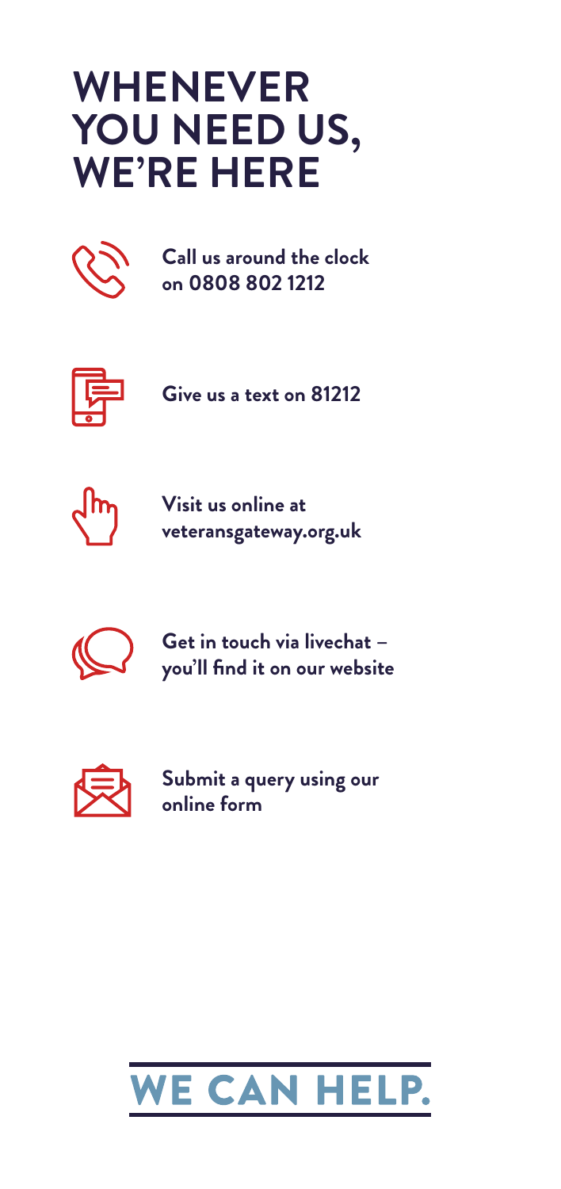# WHENEVER YOU NEED US, WE'RE HERE

Call us around the clock on 0808 802 1212

Give us a text on 81212

Visit us online at veteransgateway.org.uk

Get in touch via livechat – you'll find it on our website

Submit a query using our online form

## WE CAN HELP.